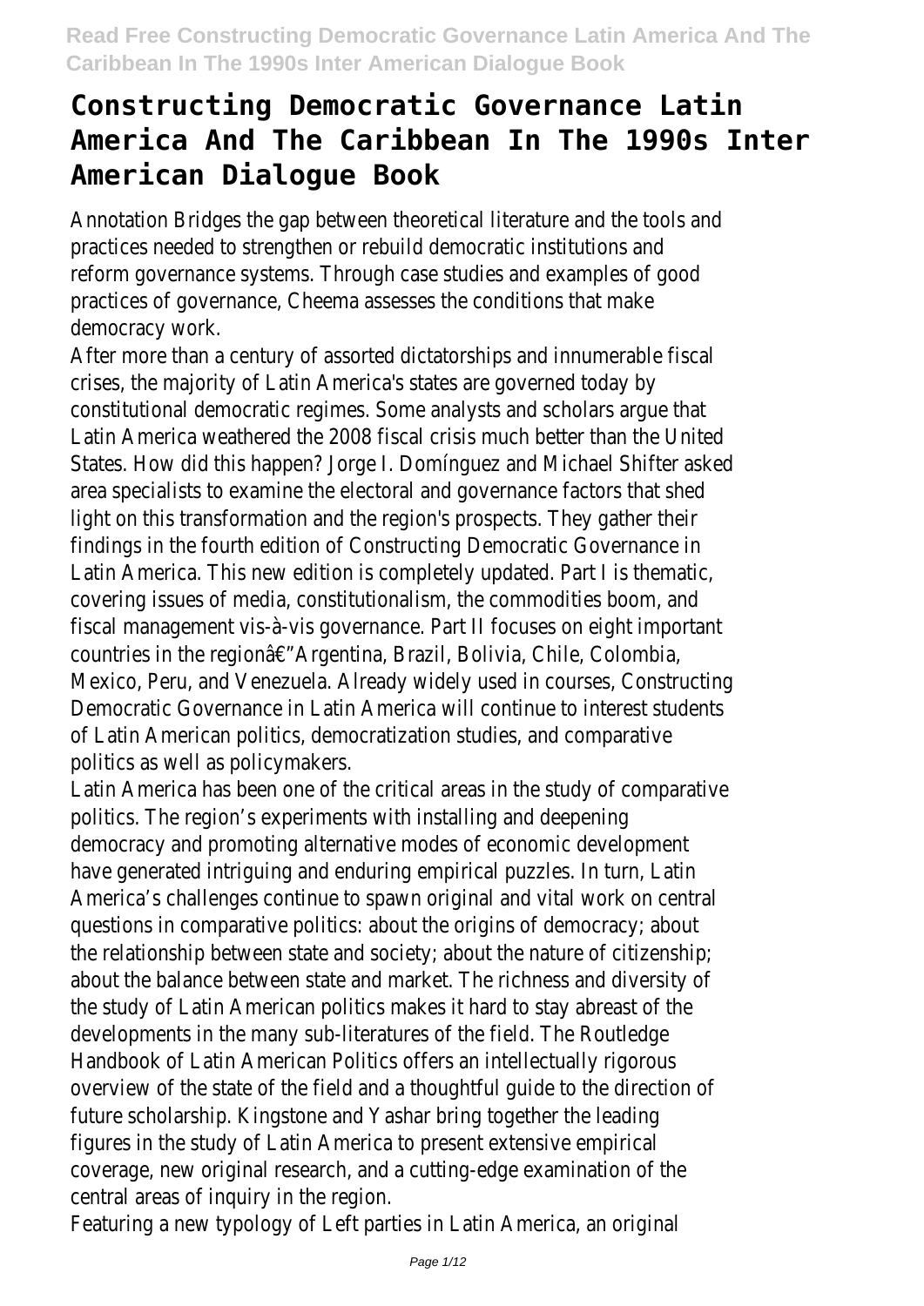# Constructing Democratic Governance Latin America And The Caribbean In The 1990s Inter American Dialogue Book

Annotation Bridges the gap between theoretical literature and the tools and practices needed to strengthen or rebuild democratic institutions and reform governance systems. Through case studies and examples of good practices of governance, Cheema assesses the conditions that make democracy work.

After more than a century of assorted dictatorships and innumerable fiscal crises, the majority of Latin America's states are governed today by constitutional democratic regimes. Some analysts and scholars argue that Latin America weathered the 2008 fiscal crisis much better than the United States. How did this happen? Jorge I. Domínguez and Michael Shifter asked area specialists to examine the electoral and governance factors that shed light on this transformation and the region's prospects. They gather their findings in the fourth edition of Constructing Democratic Governance in Latin America. This new edition is completely updated. Part I is thematic, covering issues of media, constitutionalism, the commodities boom, and fiscal management vis-à-vis governance. Part II focuses on eight important countries in the regionâ€"Argentina, Brazil, Bolivia, Chile, Colombia, Mexico, Peru, and Venezuela. Already widely used in courses, Constructing Democratic Governance in Latin America will continue to interest students of Latin American politics, democratization studies, and comparative politics as well as policymakers.

Latin America has been one of the critical areas in the study of comparative politics. The region's experiments with installing and deepening democracy and promoting alternative modes of economic development have generated intriguing and enduring empirical puzzles. In turn, Latin America's challenges continue to spawn original and vital work on central questions in comparative politics: about the origins of democracy; about the relationship between state and society; about the nature of citizenship; about the balance between state and market. The richness and diversity of the study of Latin American politics makes it hard to stay abreast of the developments in the many sub-literatures of the field. The Routledge Handbook of Latin American Politics offers an intellectually rigorous overview of the state of the field and a thoughtful guide to the direction of future scholarship. Kingstone and Yashar bring together the leading figures in the study of Latin America to present extensive empirical coverage, new original research, and a cutting-edge examination of the central areas of inquiry in the region.

Featuring a new typology of Left parties in Latin America, an original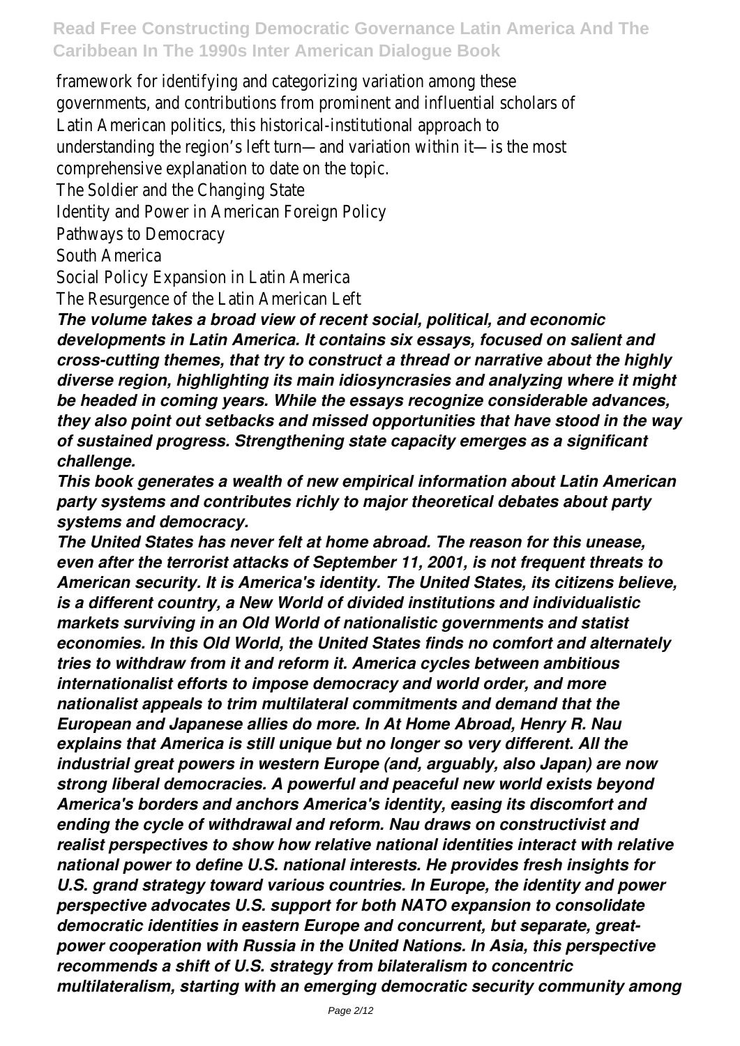framework for identifying and categorizing variation among these governments, and contributions from prominent and influential scholars of Latin American politics, this historical-institutional approach to understanding the region's left turn—and variation within it—is the most comprehensive explanation to date on the topic.

The Soldier and the Changing State

Identity and Power in American Foreign Policy

Pathways to Democracy

South America

Social Policy Expansion in Latin America

The Resurgence of the Latin American Left

***The volume takes a broad view of recent social, political, and economic developments in Latin America. It contains six essays, focused on salient and cross-cutting themes, that try to construct a thread or narrative about the highly diverse region, highlighting its main idiosyncrasies and analyzing where it might be headed in coming years. While the essays recognize considerable advances, they also point out setbacks and missed opportunities that have stood in the way of sustained progress. Strengthening state capacity emerges as a significant challenge.***

***This book generates a wealth of new empirical information about Latin American party systems and contributes richly to major theoretical debates about party systems and democracy.***

***The United States has never felt at home abroad. The reason for this unease, even after the terrorist attacks of September 11, 2001, is not frequent threats to American security. It is America's identity. The United States, its citizens believe, is a different country, a New World of divided institutions and individualistic markets surviving in an Old World of nationalistic governments and statist economies. In this Old World, the United States finds no comfort and alternately tries to withdraw from it and reform it. America cycles between ambitious internationalist efforts to impose democracy and world order, and more nationalist appeals to trim multilateral commitments and demand that the European and Japanese allies do more. In At Home Abroad, Henry R. Nau explains that America is still unique but no longer so very different. All the industrial great powers in western Europe (and, arguably, also Japan) are now strong liberal democracies. A powerful and peaceful new world exists beyond America's borders and anchors America's identity, easing its discomfort and ending the cycle of withdrawal and reform. Nau draws on constructivist and realist perspectives to show how relative national identities interact with relative national power to define U.S. national interests. He provides fresh insights for U.S. grand strategy toward various countries. In Europe, the identity and power perspective advocates U.S. support for both NATO expansion to consolidate democratic identities in eastern Europe and concurrent, but separate, great-power cooperation with Russia in the United Nations. In Asia, this perspective recommends a shift of U.S. strategy from bilateralism to concentric multilateralism, starting with an emerging democratic security community among***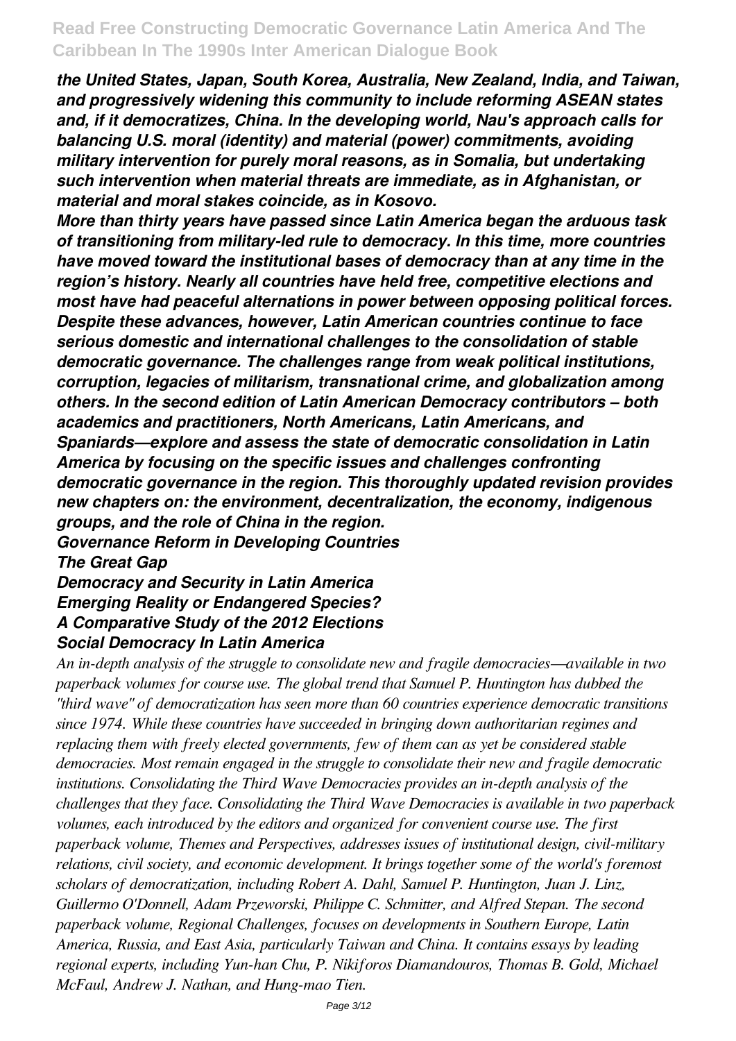*the United States, Japan, South Korea, Australia, New Zealand, India, and Taiwan, and progressively widening this community to include reforming ASEAN states and, if it democratizes, China. In the developing world, Nau's approach calls for balancing U.S. moral (identity) and material (power) commitments, avoiding military intervention for purely moral reasons, as in Somalia, but undertaking such intervention when material threats are immediate, as in Afghanistan, or material and moral stakes coincide, as in Kosovo.*

*More than thirty years have passed since Latin America began the arduous task of transitioning from military-led rule to democracy. In this time, more countries have moved toward the institutional bases of democracy than at any time in the region's history. Nearly all countries have held free, competitive elections and most have had peaceful alternations in power between opposing political forces. Despite these advances, however, Latin American countries continue to face serious domestic and international challenges to the consolidation of stable democratic governance. The challenges range from weak political institutions, corruption, legacies of militarism, transnational crime, and globalization among others. In the second edition of Latin American Democracy contributors – both academics and practitioners, North Americans, Latin Americans, and Spaniards—explore and assess the state of democratic consolidation in Latin America by focusing on the specific issues and challenges confronting democratic governance in the region. This thoroughly updated revision provides new chapters on: the environment, decentralization, the economy, indigenous groups, and the role of China in the region.*

***Governance Reform in Developing Countries***
***The Great Gap***
***Democracy and Security in Latin America***
***Emerging Reality or Endangered Species?***
***A Comparative Study of the 2012 Elections***
***Social Democracy In Latin America***

*An in-depth analysis of the struggle to consolidate new and fragile democracies—available in two paperback volumes for course use. The global trend that Samuel P. Huntington has dubbed the "third wave" of democratization has seen more than 60 countries experience democratic transitions since 1974. While these countries have succeeded in bringing down authoritarian regimes and replacing them with freely elected governments, few of them can as yet be considered stable democracies. Most remain engaged in the struggle to consolidate their new and fragile democratic institutions. Consolidating the Third Wave Democracies provides an in-depth analysis of the challenges that they face. Consolidating the Third Wave Democracies is available in two paperback volumes, each introduced by the editors and organized for convenient course use. The first paperback volume, Themes and Perspectives, addresses issues of institutional design, civil-military relations, civil society, and economic development. It brings together some of the world's foremost scholars of democratization, including Robert A. Dahl, Samuel P. Huntington, Juan J. Linz, Guillermo O'Donnell, Adam Przeworski, Philippe C. Schmitter, and Alfred Stepan. The second paperback volume, Regional Challenges, focuses on developments in Southern Europe, Latin America, Russia, and East Asia, particularly Taiwan and China. It contains essays by leading regional experts, including Yun-han Chu, P. Nikiforos Diamandouros, Thomas B. Gold, Michael McFaul, Andrew J. Nathan, and Hung-mao Tien.*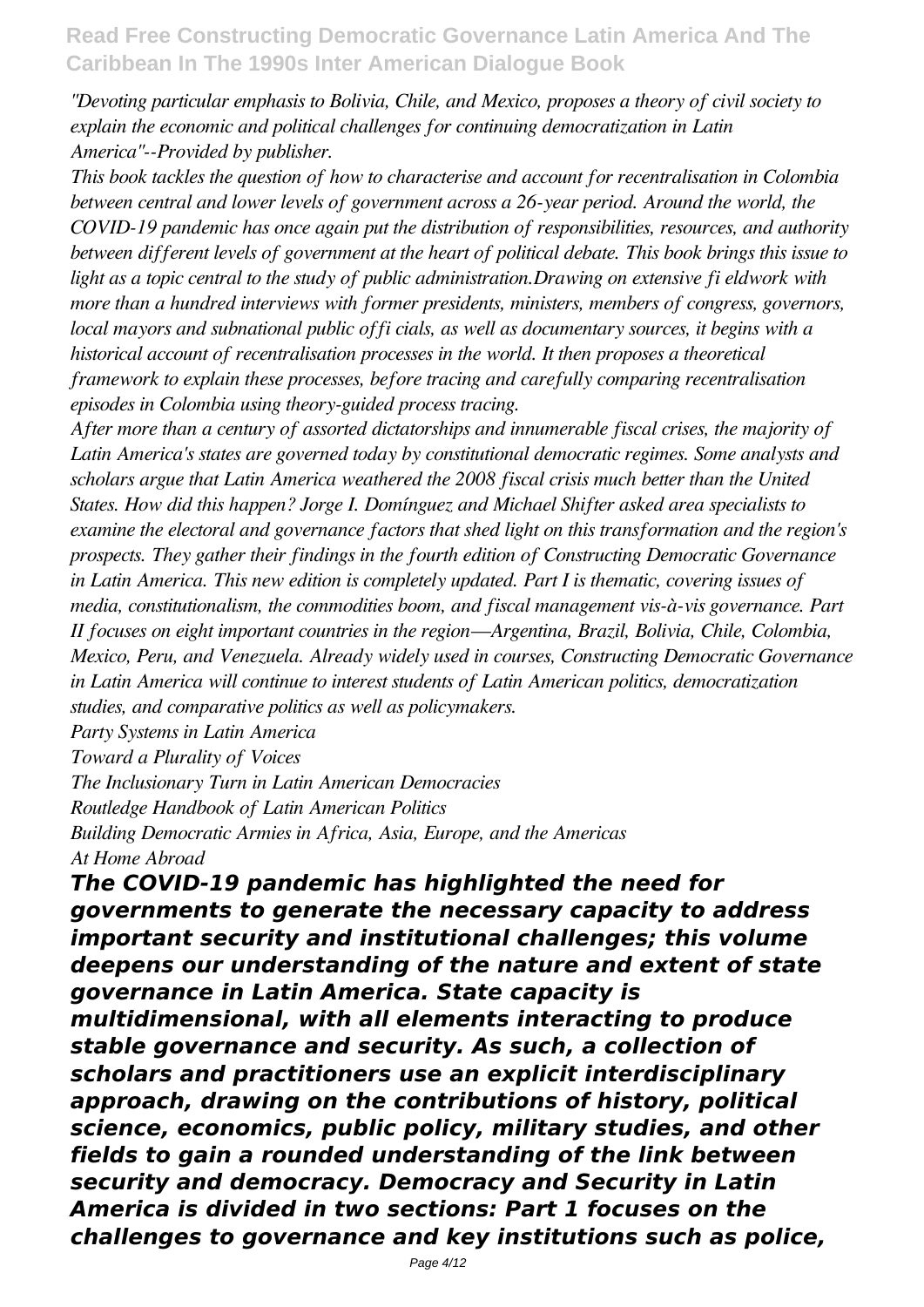*"Devoting particular emphasis to Bolivia, Chile, and Mexico, proposes a theory of civil society to explain the economic and political challenges for continuing democratization in Latin America"--Provided by publisher.*

*This book tackles the question of how to characterise and account for recentralisation in Colombia between central and lower levels of government across a 26-year period. Around the world, the COVID-19 pandemic has once again put the distribution of responsibilities, resources, and authority between different levels of government at the heart of political debate. This book brings this issue to light as a topic central to the study of public administration.Drawing on extensive fi eldwork with more than a hundred interviews with former presidents, ministers, members of congress, governors, local mayors and subnational public offi cials, as well as documentary sources, it begins with a historical account of recentralisation processes in the world. It then proposes a theoretical framework to explain these processes, before tracing and carefully comparing recentralisation episodes in Colombia using theory-guided process tracing.*

*After more than a century of assorted dictatorships and innumerable fiscal crises, the majority of Latin America's states are governed today by constitutional democratic regimes. Some analysts and scholars argue that Latin America weathered the 2008 fiscal crisis much better than the United States. How did this happen? Jorge I. Domínguez and Michael Shifter asked area specialists to examine the electoral and governance factors that shed light on this transformation and the region's prospects. They gather their findings in the fourth edition of Constructing Democratic Governance in Latin America. This new edition is completely updated. Part I is thematic, covering issues of media, constitutionalism, the commodities boom, and fiscal management vis-à-vis governance. Part II focuses on eight important countries in the region—Argentina, Brazil, Bolivia, Chile, Colombia, Mexico, Peru, and Venezuela. Already widely used in courses, Constructing Democratic Governance in Latin America will continue to interest students of Latin American politics, democratization studies, and comparative politics as well as policymakers.*

*Party Systems in Latin America*

*Toward a Plurality of Voices*

*The Inclusionary Turn in Latin American Democracies*

*Routledge Handbook of Latin American Politics*

*Building Democratic Armies in Africa, Asia, Europe, and the Americas*

*At Home Abroad*

***The COVID-19 pandemic has highlighted the need for governments to generate the necessary capacity to address important security and institutional challenges; this volume deepens our understanding of the nature and extent of state governance in Latin America. State capacity is multidimensional, with all elements interacting to produce stable governance and security. As such, a collection of scholars and practitioners use an explicit interdisciplinary approach, drawing on the contributions of history, political science, economics, public policy, military studies, and other fields to gain a rounded understanding of the link between security and democracy. Democracy and Security in Latin America is divided in two sections: Part 1 focuses on the challenges to governance and key institutions such as police,***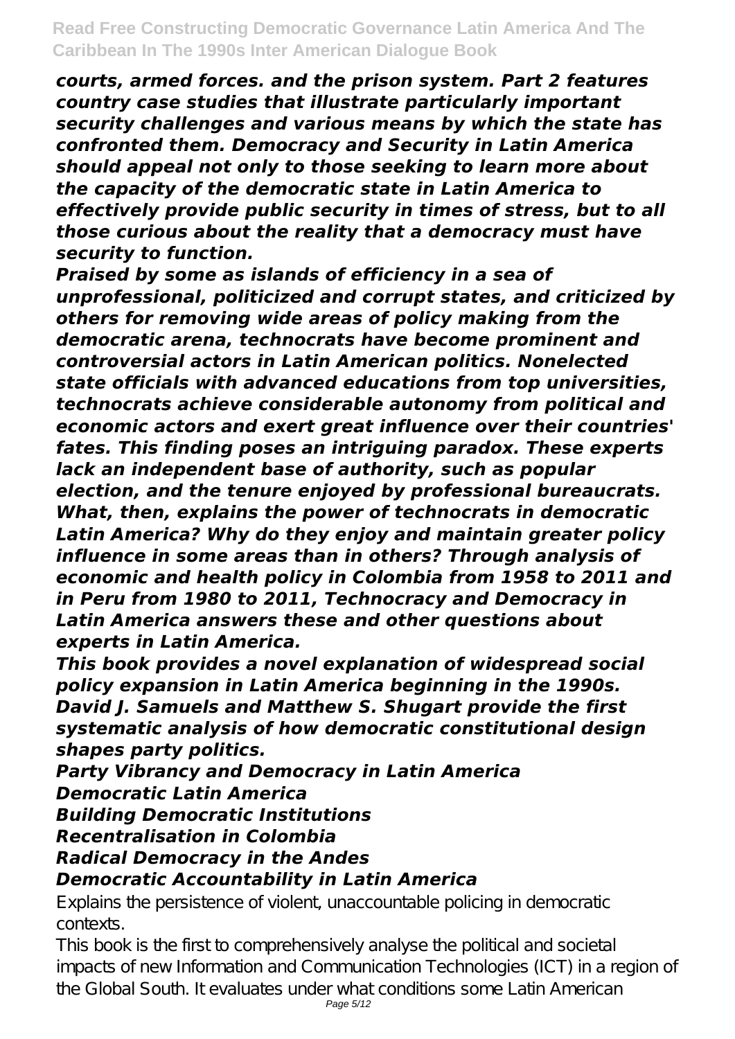*courts, armed forces. and the prison system. Part 2 features country case studies that illustrate particularly important security challenges and various means by which the state has confronted them. Democracy and Security in Latin America should appeal not only to those seeking to learn more about the capacity of the democratic state in Latin America to effectively provide public security in times of stress, but to all those curious about the reality that a democracy must have security to function.*

*Praised by some as islands of efficiency in a sea of unprofessional, politicized and corrupt states, and criticized by others for removing wide areas of policy making from the democratic arena, technocrats have become prominent and controversial actors in Latin American politics. Nonelected state officials with advanced educations from top universities, technocrats achieve considerable autonomy from political and economic actors and exert great influence over their countries' fates. This finding poses an intriguing paradox. These experts lack an independent base of authority, such as popular election, and the tenure enjoyed by professional bureaucrats. What, then, explains the power of technocrats in democratic Latin America? Why do they enjoy and maintain greater policy influence in some areas than in others? Through analysis of economic and health policy in Colombia from 1958 to 2011 and in Peru from 1980 to 2011, Technocracy and Democracy in Latin America answers these and other questions about experts in Latin America.*

*This book provides a novel explanation of widespread social policy expansion in Latin America beginning in the 1990s. David J. Samuels and Matthew S. Shugart provide the first systematic analysis of how democratic constitutional design shapes party politics.*

*Party Vibrancy and Democracy in Latin America*
*Democratic Latin America*
*Building Democratic Institutions*
*Recentralisation in Colombia*
*Radical Democracy in the Andes*
*Democratic Accountability in Latin America*

Explains the persistence of violent, unaccountable policing in democratic contexts.

This book is the first to comprehensively analyse the political and societal impacts of new Information and Communication Technologies (ICT) in a region of the Global South. It evaluates under what conditions some Latin American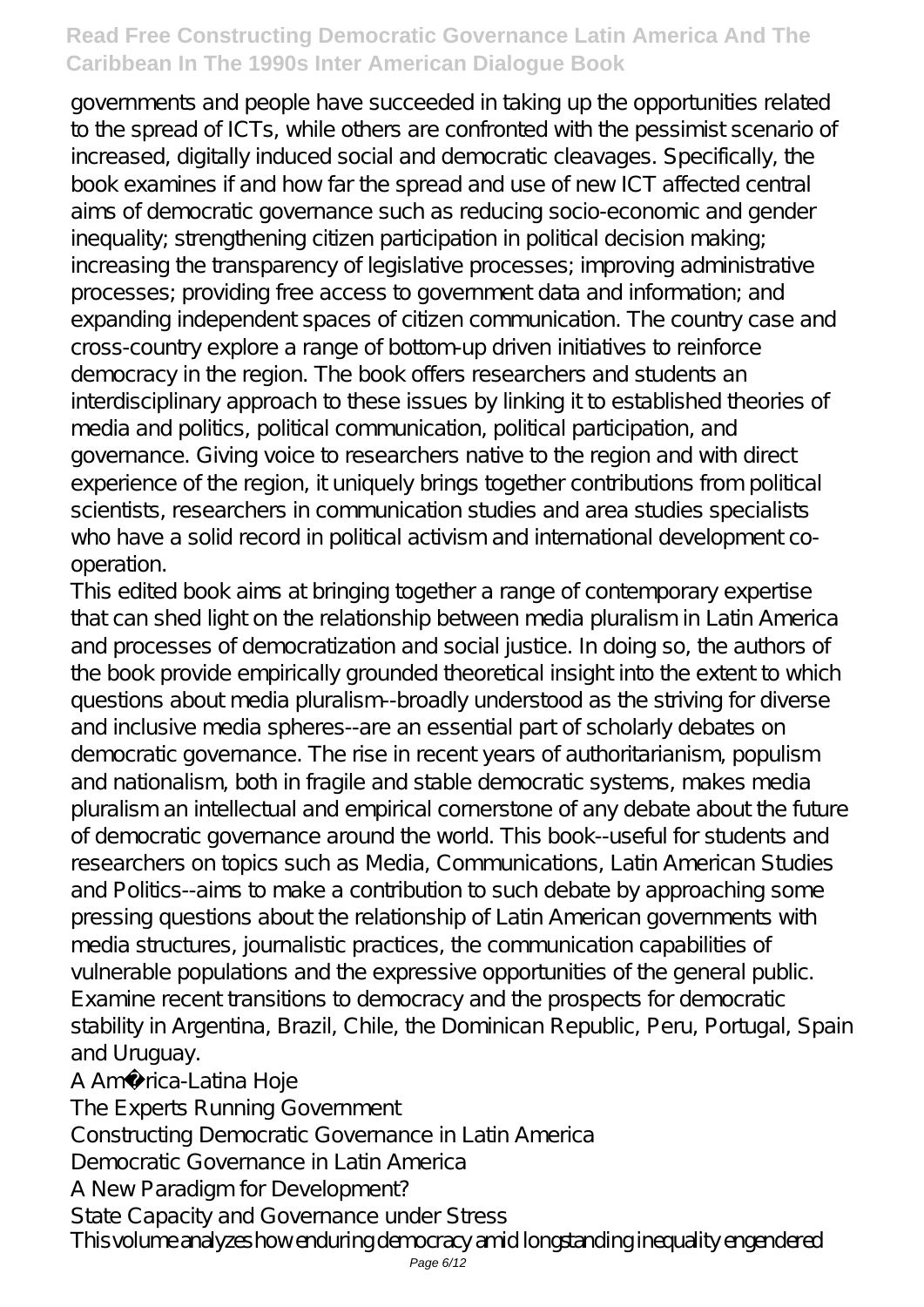governments and people have succeeded in taking up the opportunities related to the spread of ICTs, while others are confronted with the pessimist scenario of increased, digitally induced social and democratic cleavages. Specifically, the book examines if and how far the spread and use of new ICT affected central aims of democratic governance such as reducing socio-economic and gender inequality; strengthening citizen participation in political decision making; increasing the transparency of legislative processes; improving administrative processes; providing free access to government data and information; and expanding independent spaces of citizen communication. The country case and cross-country explore a range of bottom-up driven initiatives to reinforce democracy in the region. The book offers researchers and students an interdisciplinary approach to these issues by linking it to established theories of media and politics, political communication, political participation, and governance. Giving voice to researchers native to the region and with direct experience of the region, it uniquely brings together contributions from political scientists, researchers in communication studies and area studies specialists who have a solid record in political activism and international development co-operation.

This edited book aims at bringing together a range of contemporary expertise that can shed light on the relationship between media pluralism in Latin America and processes of democratization and social justice. In doing so, the authors of the book provide empirically grounded theoretical insight into the extent to which questions about media pluralism--broadly understood as the striving for diverse and inclusive media spheres--are an essential part of scholarly debates on democratic governance. The rise in recent years of authoritarianism, populism and nationalism, both in fragile and stable democratic systems, makes media pluralism an intellectual and empirical cornerstone of any debate about the future of democratic governance around the world. This book--useful for students and researchers on topics such as Media, Communications, Latin American Studies and Politics--aims to make a contribution to such debate by approaching some pressing questions about the relationship of Latin American governments with media structures, journalistic practices, the communication capabilities of vulnerable populations and the expressive opportunities of the general public.

Examine recent transitions to democracy and the prospects for democratic stability in Argentina, Brazil, Chile, the Dominican Republic, Peru, Portugal, Spain and Uruguay.

A América-Latina Hoje

The Experts Running Government

Constructing Democratic Governance in Latin America

Democratic Governance in Latin America

A New Paradigm for Development?

State Capacity and Governance under Stress

This volume analyzes how enduring democracy amid longstanding inequality engendered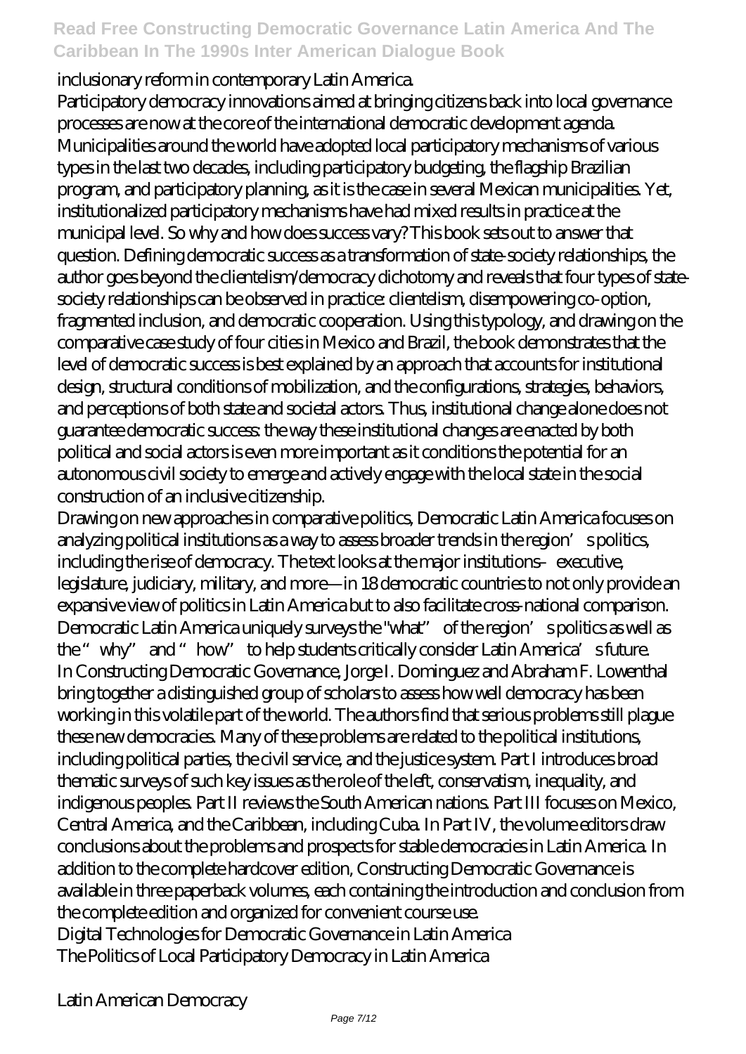inclusionary reform in contemporary Latin America.

Participatory democracy innovations aimed at bringing citizens back into local governance processes are now at the core of the international democratic development agenda. Municipalities around the world have adopted local participatory mechanisms of various types in the last two decades, including participatory budgeting, the flagship Brazilian program, and participatory planning, as it is the case in several Mexican municipalities. Yet, institutionalized participatory mechanisms have had mixed results in practice at the municipal level. So why and how does success vary? This book sets out to answer that question. Defining democratic success as a transformation of state-society relationships, the author goes beyond the clientelism/democracy dichotomy and reveals that four types of state-society relationships can be observed in practice: clientelism, disempowering co-option, fragmented inclusion, and democratic cooperation. Using this typology, and drawing on the comparative case study of four cities in Mexico and Brazil, the book demonstrates that the level of democratic success is best explained by an approach that accounts for institutional design, structural conditions of mobilization, and the configurations, strategies, behaviors, and perceptions of both state and societal actors. Thus, institutional change alone does not guarantee democratic success: the way these institutional changes are enacted by both political and social actors is even more important as it conditions the potential for an autonomous civil society to emerge and actively engage with the local state in the social construction of an inclusive citizenship.

Drawing on new approaches in comparative politics, Democratic Latin America focuses on analyzing political institutions as a way to assess broader trends in the region's politics, including the rise of democracy. The text looks at the major institutions–executive, legislature, judiciary, military, and more—in 18 democratic countries to not only provide an expansive view of politics in Latin America but to also facilitate cross-national comparison. Democratic Latin America uniquely surveys the "what" of the region's politics as well as the "why" and "how" to help students critically consider Latin America's future.

In Constructing Democratic Governance, Jorge I. Dominguez and Abraham F. Lowenthal bring together a distinguished group of scholars to assess how well democracy has been working in this volatile part of the world. The authors find that serious problems still plague these new democracies. Many of these problems are related to the political institutions, including political parties, the civil service, and the justice system. Part I introduces broad thematic surveys of such key issues as the role of the left, conservatism, inequality, and indigenous peoples. Part II reviews the South American nations. Part III focuses on Mexico, Central America, and the Caribbean, including Cuba. In Part IV, the volume editors draw conclusions about the problems and prospects for stable democracies in Latin America. In addition to the complete hardcover edition, Constructing Democratic Governance is available in three paperback volumes, each containing the introduction and conclusion from the complete edition and organized for convenient course use.

Digital Technologies for Democratic Governance in Latin America

The Politics of Local Participatory Democracy in Latin America

Latin American Democracy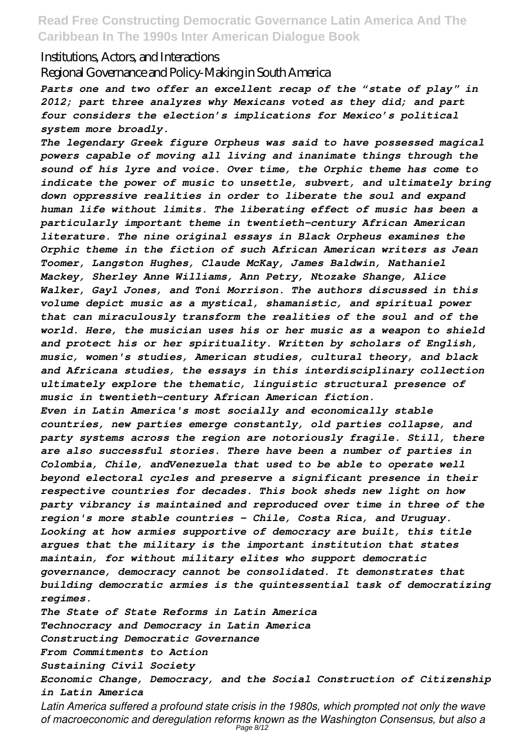Institutions, Actors, and Interactions

Regional Governance and Policy-Making in South America

*Parts one and two offer an excellent recap of the "state of play" in 2012; part three analyzes why Mexicans voted as they did; and part four considers the election's implications for Mexico's political system more broadly.*

*The legendary Greek figure Orpheus was said to have possessed magical powers capable of moving all living and inanimate things through the sound of his lyre and voice. Over time, the Orphic theme has come to indicate the power of music to unsettle, subvert, and ultimately bring down oppressive realities in order to liberate the soul and expand human life without limits. The liberating effect of music has been a particularly important theme in twentieth-century African American literature. The nine original essays in Black Orpheus examines the Orphic theme in the fiction of such African American writers as Jean Toomer, Langston Hughes, Claude McKay, James Baldwin, Nathaniel Mackey, Sherley Anne Williams, Ann Petry, Ntozake Shange, Alice Walker, Gayl Jones, and Toni Morrison. The authors discussed in this volume depict music as a mystical, shamanistic, and spiritual power that can miraculously transform the realities of the soul and of the world. Here, the musician uses his or her music as a weapon to shield and protect his or her spirituality. Written by scholars of English, music, women's studies, American studies, cultural theory, and black and Africana studies, the essays in this interdisciplinary collection ultimately explore the thematic, linguistic structural presence of music in twentieth-century African American fiction.*

*Even in Latin America's most socially and economically stable countries, new parties emerge constantly, old parties collapse, and party systems across the region are notoriously fragile. Still, there are also successful stories. There have been a number of parties in Colombia, Chile, andVenezuela that used to be able to operate well beyond electoral cycles and preserve a significant presence in their respective countries for decades. This book sheds new light on how party vibrancy is maintained and reproduced over time in three of the region's more stable countries - Chile, Costa Rica, and Uruguay.*

*Looking at how armies supportive of democracy are built, this title argues that the military is the important institution that states maintain, for without military elites who support democratic governance, democracy cannot be consolidated. It demonstrates that building democratic armies is the quintessential task of democratizing regimes.*

*The State of State Reforms in Latin America*

*Technocracy and Democracy in Latin America*

*Constructing Democratic Governance*

*From Commitments to Action*

*Sustaining Civil Society*

*Economic Change, Democracy, and the Social Construction of Citizenship in Latin America*

*Latin America suffered a profound state crisis in the 1980s, which prompted not only the wave of macroeconomic and deregulation reforms known as the Washington Consensus, but also a*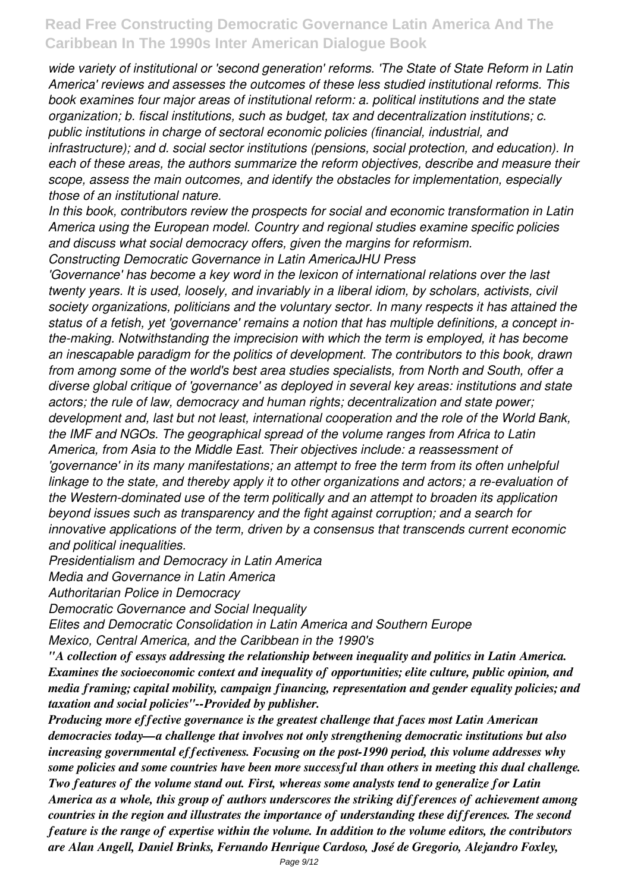*wide variety of institutional or 'second generation' reforms. 'The State of State Reform in Latin America' reviews and assesses the outcomes of these less studied institutional reforms. This book examines four major areas of institutional reform: a. political institutions and the state organization; b. fiscal institutions, such as budget, tax and decentralization institutions; c. public institutions in charge of sectoral economic policies (financial, industrial, and infrastructure); and d. social sector institutions (pensions, social protection, and education). In each of these areas, the authors summarize the reform objectives, describe and measure their scope, assess the main outcomes, and identify the obstacles for implementation, especially those of an institutional nature.*

*In this book, contributors review the prospects for social and economic transformation in Latin America using the European model. Country and regional studies examine specific policies and discuss what social democracy offers, given the margins for reformism.*

*Constructing Democratic Governance in Latin AmericaJHU Press*

*'Governance' has become a key word in the lexicon of international relations over the last twenty years. It is used, loosely, and invariably in a liberal idiom, by scholars, activists, civil society organizations, politicians and the voluntary sector. In many respects it has attained the status of a fetish, yet 'governance' remains a notion that has multiple definitions, a concept in-the-making. Notwithstanding the imprecision with which the term is employed, it has become an inescapable paradigm for the politics of development. The contributors to this book, drawn from among some of the world's best area studies specialists, from North and South, offer a diverse global critique of 'governance' as deployed in several key areas: institutions and state actors; the rule of law, democracy and human rights; decentralization and state power; development and, last but not least, international cooperation and the role of the World Bank, the IMF and NGOs. The geographical spread of the volume ranges from Africa to Latin America, from Asia to the Middle East. Their objectives include: a reassessment of 'governance' in its many manifestations; an attempt to free the term from its often unhelpful linkage to the state, and thereby apply it to other organizations and actors; a re-evaluation of the Western-dominated use of the term politically and an attempt to broaden its application beyond issues such as transparency and the fight against corruption; and a search for innovative applications of the term, driven by a consensus that transcends current economic and political inequalities.*

*Presidentialism and Democracy in Latin America*

*Media and Governance in Latin America*

*Authoritarian Police in Democracy*

*Democratic Governance and Social Inequality*

*Elites and Democratic Consolidation in Latin America and Southern Europe*

*Mexico, Central America, and the Caribbean in the 1990's*

***"A collection of essays addressing the relationship between inequality and politics in Latin America. Examines the socioeconomic context and inequality of opportunities; elite culture, public opinion, and media framing; capital mobility, campaign financing, representation and gender equality policies; and taxation and social policies"--Provided by publisher.***

***Producing more effective governance is the greatest challenge that faces most Latin American democracies today—a challenge that involves not only strengthening democratic institutions but also increasing governmental effectiveness. Focusing on the post-1990 period, this volume addresses why some policies and some countries have been more successful than others in meeting this dual challenge. Two features of the volume stand out. First, whereas some analysts tend to generalize for Latin America as a whole, this group of authors underscores the striking differences of achievement among countries in the region and illustrates the importance of understanding these differences. The second feature is the range of expertise within the volume. In addition to the volume editors, the contributors are Alan Angell, Daniel Brinks, Fernando Henrique Cardoso, José de Gregorio, Alejandro Foxley,***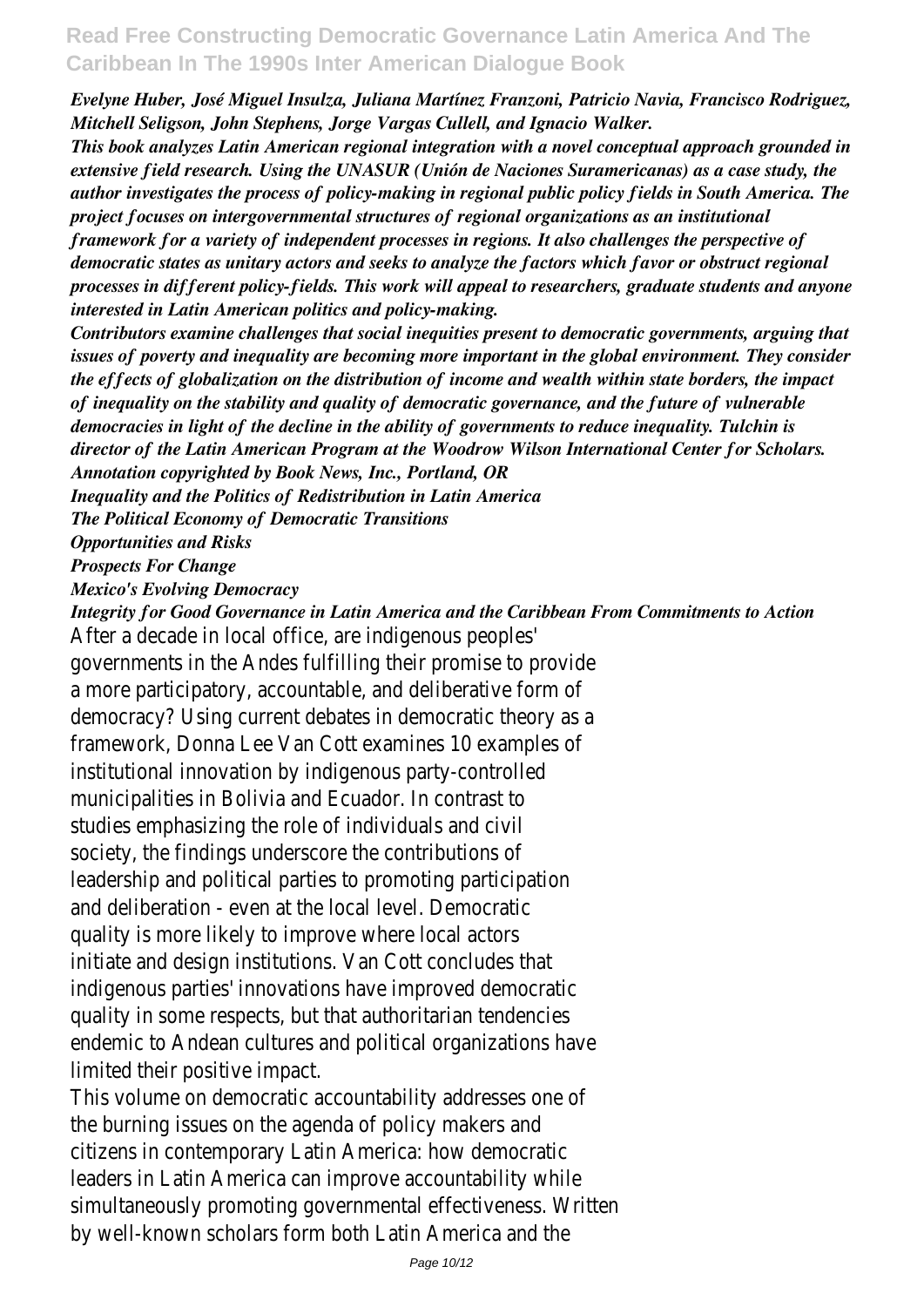*Evelyne Huber, José Miguel Insulza, Juliana Martínez Franzoni, Patricio Navia, Francisco Rodriguez, Mitchell Seligson, John Stephens, Jorge Vargas Cullell, and Ignacio Walker.*

***This book analyzes Latin American regional integration with a novel conceptual approach grounded in extensive field research. Using the UNASUR (Unión de Naciones Suramericanas) as a case study, the author investigates the process of policy-making in regional public policy fields in South America. The project focuses on intergovernmental structures of regional organizations as an institutional framework for a variety of independent processes in regions. It also challenges the perspective of democratic states as unitary actors and seeks to analyze the factors which favor or obstruct regional processes in different policy-fields. This work will appeal to researchers, graduate students and anyone interested in Latin American politics and policy-making.***

***Contributors examine challenges that social inequities present to democratic governments, arguing that issues of poverty and inequality are becoming more important in the global environment. They consider the effects of globalization on the distribution of income and wealth within state borders, the impact of inequality on the stability and quality of democratic governance, and the future of vulnerable democracies in light of the decline in the ability of governments to reduce inequality. Tulchin is director of the Latin American Program at the Woodrow Wilson International Center for Scholars. Annotation copyrighted by Book News, Inc., Portland, OR***

***Inequality and the Politics of Redistribution in Latin America***

***The Political Economy of Democratic Transitions***

***Opportunities and Risks***

***Prospects For Change***

***Mexico's Evolving Democracy***

***Integrity for Good Governance in Latin America and the Caribbean From Commitments to Action***

After a decade in local office, are indigenous peoples' governments in the Andes fulfilling their promise to provide a more participatory, accountable, and deliberative form of democracy? Using current debates in democratic theory as a framework, Donna Lee Van Cott examines 10 examples of institutional innovation by indigenous party-controlled municipalities in Bolivia and Ecuador. In contrast to studies emphasizing the role of individuals and civil society, the findings underscore the contributions of leadership and political parties to promoting participation and deliberation - even at the local level. Democratic quality is more likely to improve where local actors initiate and design institutions. Van Cott concludes that indigenous parties' innovations have improved democratic quality in some respects, but that authoritarian tendencies endemic to Andean cultures and political organizations have limited their positive impact.

This volume on democratic accountability addresses one of the burning issues on the agenda of policy makers and citizens in contemporary Latin America: how democratic leaders in Latin America can improve accountability while simultaneously promoting governmental effectiveness. Written by well-known scholars form both Latin America and the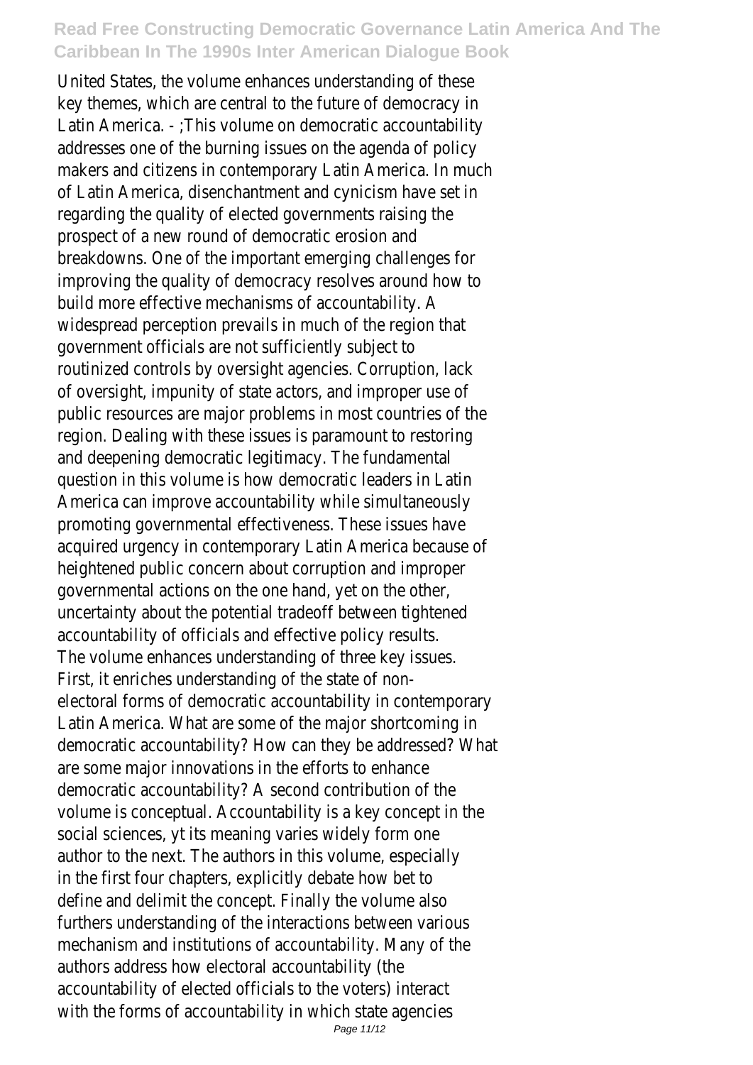United States, the volume enhances understanding of these key themes, which are central to the future of democracy in Latin America. - ;This volume on democratic accountability addresses one of the burning issues on the agenda of policy makers and citizens in contemporary Latin America. In much of Latin America, disenchantment and cynicism have set in regarding the quality of elected governments raising the prospect of a new round of democratic erosion and breakdowns. One of the important emerging challenges for improving the quality of democracy resolves around how to build more effective mechanisms of accountability. A widespread perception prevails in much of the region that government officials are not sufficiently subject to routinized controls by oversight agencies. Corruption, lack of oversight, impunity of state actors, and improper use of public resources are major problems in most countries of the region. Dealing with these issues is paramount to restoring and deepening democratic legitimacy. The fundamental question in this volume is how democratic leaders in Latin America can improve accountability while simultaneously promoting governmental effectiveness. These issues have acquired urgency in contemporary Latin America because of heightened public concern about corruption and improper governmental actions on the one hand, yet on the other, uncertainty about the potential tradeoff between tightened accountability of officials and effective policy results. The volume enhances understanding of three key issues. First, it enriches understanding of the state of non-electoral forms of democratic accountability in contemporary Latin America. What are some of the major shortcoming in democratic accountability? How can they be addressed? What are some major innovations in the efforts to enhance democratic accountability? A second contribution of the volume is conceptual. Accountability is a key concept in the social sciences, yt its meaning varies widely form one author to the next. The authors in this volume, especially in the first four chapters, explicitly debate how bet to define and delimit the concept. Finally the volume also furthers understanding of the interactions between various mechanism and institutions of accountability. Many of the authors address how electoral accountability (the accountability of elected officials to the voters) interact with the forms of accountability in which state agencies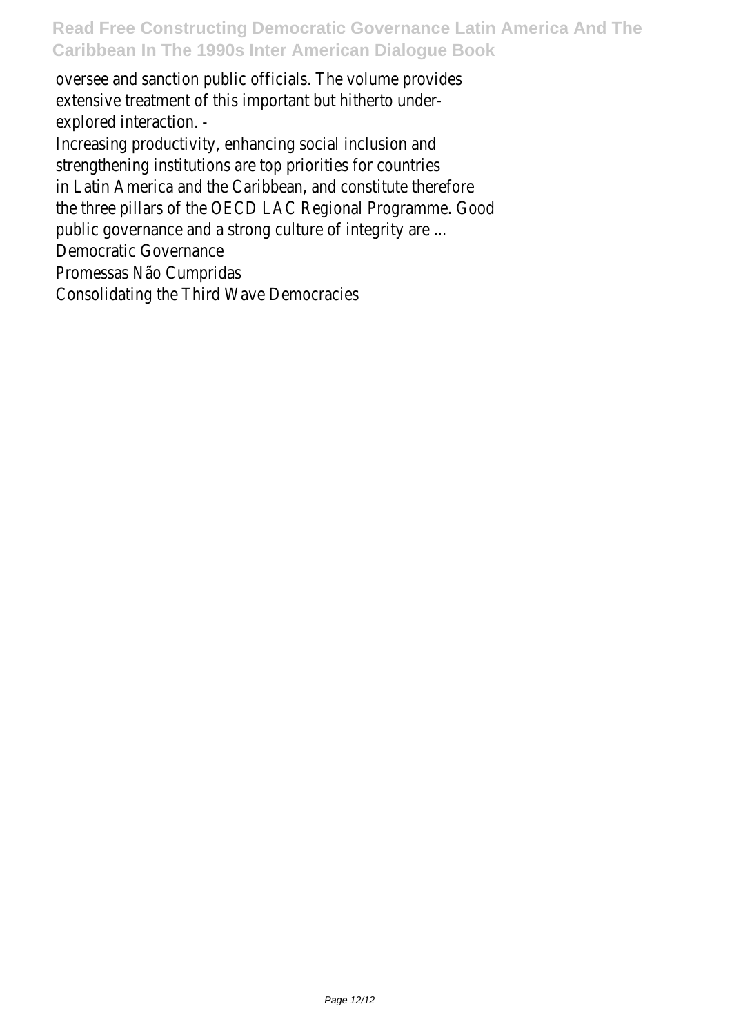oversee and sanction public officials. The volume provides extensive treatment of this important but hitherto under-explored interaction. -

Increasing productivity, enhancing social inclusion and strengthening institutions are top priorities for countries in Latin America and the Caribbean, and constitute therefore the three pillars of the OECD LAC Regional Programme. Good public governance and a strong culture of integrity are ...

Democratic Governance

Promessas Não Cumpridas

Consolidating the Third Wave Democracies